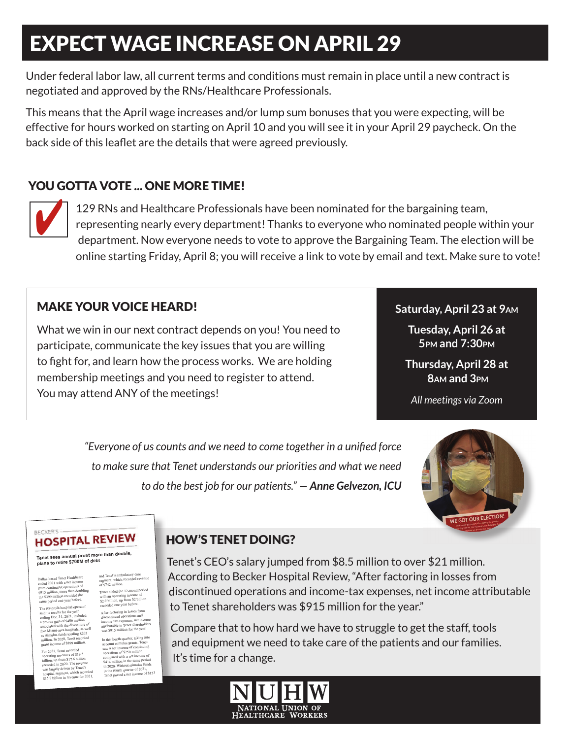# EXPECT WAGE INCREASE ON APRIL 29

Under federal labor law, all current terms and conditions must remain in place until a new contract is negotiated and approved by the RNs/Healthcare Professionals.

This means that the April wage increases and/or lump sum bonuses that you were expecting, will be effective for hours worked on starting on April 10 and you will see it in your April 29 paycheck. On the back side of this leaflet are the details that were agreed previously.

## YOU GOTTA VOTE ... ONE MORE TIME!

129 RNs and Healthcare Professionals have been nominated for the bargaining team, representing nearly every department! Thanks to everyone who nominated people within your department. Now everyone needs to vote to approve the Bargaining Team. The election will be online starting Friday, April 8; you will receive a link to vote by email and text. Make sure to vote!

## MAKE YOUR VOICE HEARD!

What we win in our next contract depends on you! You need to participate, communicate the key issues that you are willing to fight for, and learn how the process works. We are holding membership meetings and you need to register to attend. You may attend ANY of the meetings!

**Saturday, April 23 at 9AM**

**Tuesday, April 26 at 5PM and 7:30PM**

**Thursday, April 28 at 8AM and 3PM**

*All meetings via Zoom*

*"Everyone of us counts and we need to come together in a unified force to make sure that Tenet understands our priorities and what we need to do the best job for our patients."* — ***Anne Gelvezon, ICU***

WE GOT OUR ELECTION!

BECKER'S HOSPITAL REVIEW

**Tenet sees annual profit more than double, plans to retire $700M of debt**

Dallas-based Tenet Healthcare ended 2021 with a net income from continuing operations of $915 million, more than doubling the $399 million recorded the same period one year before.

The for-profit hospital operator said its results for the year ending Dec. 31, 2021, included a pre-tax gain of $406 million associated with the divestiture of five Miami-area hospitals, as well as stimulus funds totaling $205 million. In 2020, Tenet recorded grant income of $899 million.

For 2021, Tenet recorded operating revenues of $19.5 billion, up from $17.6 billion recorded in 2020. The revenue was largely driven by Tenet's hospital segment, which recorded $15.9 billion in revenue for 2021, and Tenet's ambulatory care segment, which recorded revenue of $742 million.

Tenet ended the 12-month period with an operating income of $2.9 billion, up from $2 billion recorded one year before.

After factoring in losses from discontinued operations and income-tax expenses, net income attributable to Tenet shareholders was $915 million for the year.

In the fourth quarter, taking into account stimulus grants, Tenet saw a net income of continuing operations of $250 million, compared with a net income of $414 million in the same period in 2020. Without stimulus funds in the fourth quarter of 2021, Tenet posted a net income of $153

## HOW'S TENET DOING?

Tenet's CEO's salary jumped from $8.5 million to over $21 million. According to Becker Hospital Review, "After factoring in losses from discontinued operations and income-tax expenses, net income attributable to Tenet shareholders was $915 million for the year."

Compare that to how hard we have to struggle to get the staff, tools and equipment we need to take care of the patients and our families. It's time for a change.

NUHW NATIONAL UNION OF HEALTHCARE WORKERS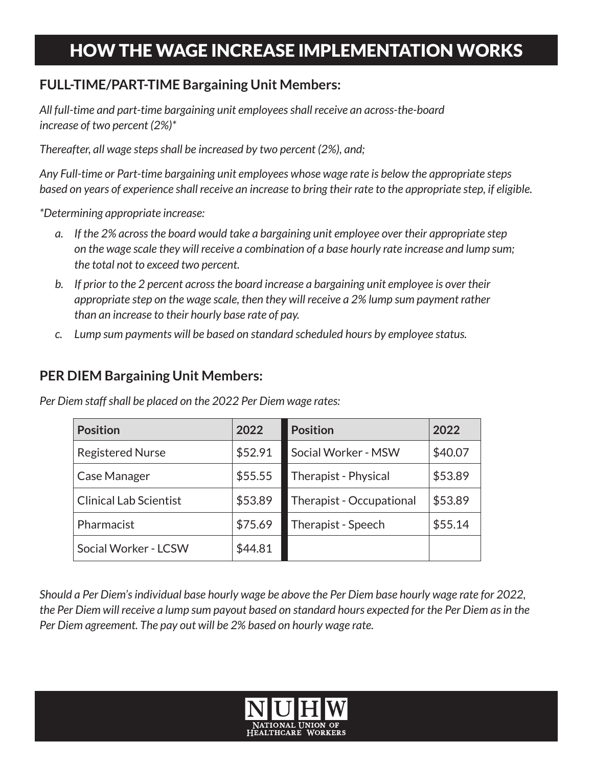# HOW THE WAGE INCREASE IMPLEMENTATION WORKS

## FULL-TIME/PART-TIME Bargaining Unit Members:

*All full-time and part-time bargaining unit employees shall receive an across-the-board increase of two percent (2%)**

*Thereafter, all wage steps shall be increased by two percent (2%), and;*

*Any Full-time or Part-time bargaining unit employees whose wage rate is below the appropriate steps based on years of experience shall receive an increase to bring their rate to the appropriate step, if eligible.*

**Determining appropriate increase:*

a. *If the 2% across the board would take a bargaining unit employee over their appropriate step on the wage scale they will receive a combination of a base hourly rate increase and lump sum; the total not to exceed two percent.*
b. *If prior to the 2 percent across the board increase a bargaining unit employee is over their appropriate step on the wage scale, then they will receive a 2% lump sum payment rather than an increase to their hourly base rate of pay.*
c. *Lump sum payments will be based on standard scheduled hours by employee status.*

## PER DIEM Bargaining Unit Members:

*Per Diem staff shall be placed on the 2022 Per Diem wage rates:*

| Position | 2022 | Position | 2022 |
|---|---|---|---|
| Registered Nurse | $52.91 | Social Worker - MSW | $40.07 |
| Case Manager | $55.55 | Therapist - Physical | $53.89 |
| Clinical Lab Scientist | $53.89 | Therapist - Occupational | $53.89 |
| Pharmacist | $75.69 | Therapist - Speech | $55.14 |
| Social Worker - LCSW | $44.81 | | |

*Should a Per Diem's individual base hourly wage be above the Per Diem base hourly wage rate for 2022, the Per Diem will receive a lump sum payout based on standard hours expected for the Per Diem as in the Per Diem agreement. The pay out will be 2% based on hourly wage rate.*